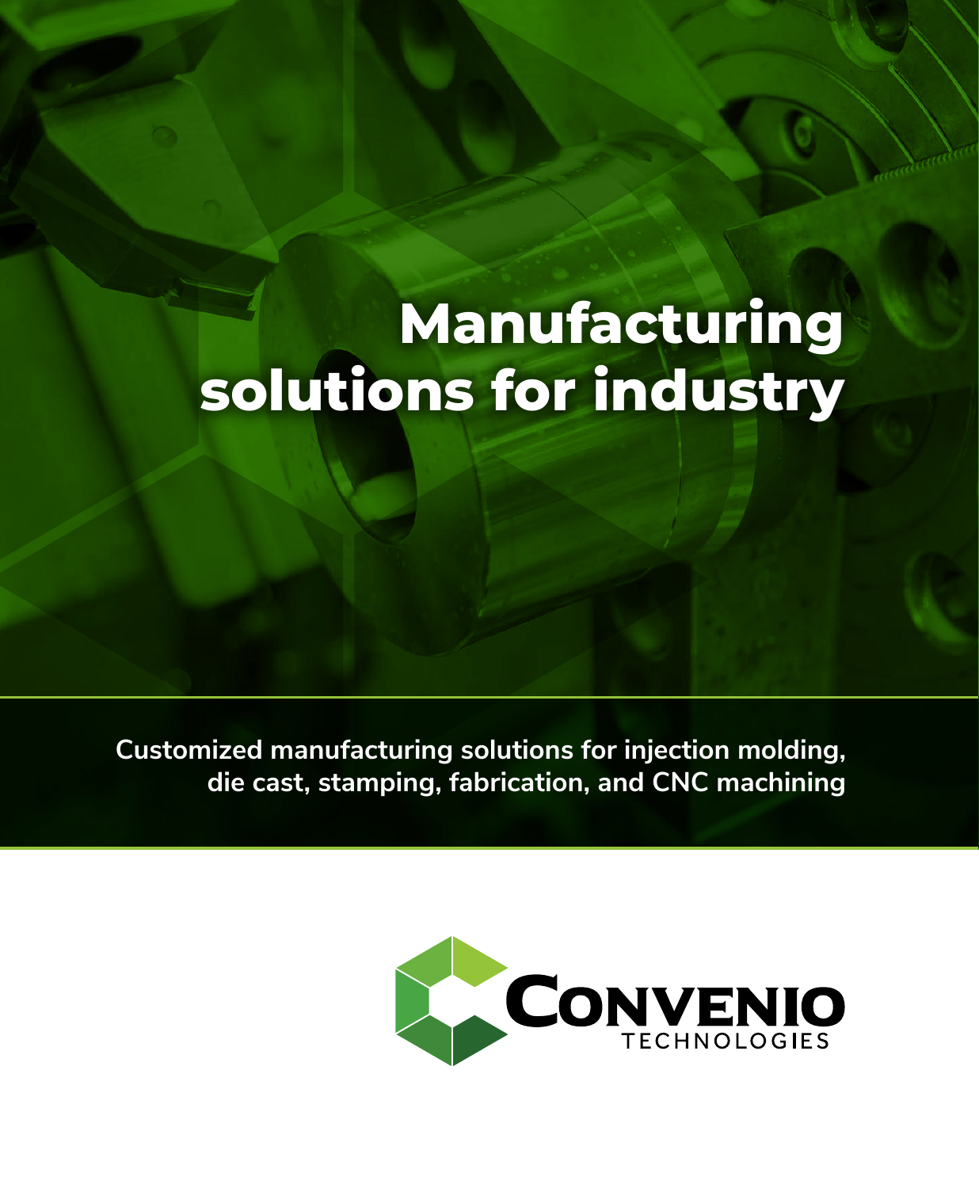# Manufacturing solutions for industry

**Customized manufacturing solutions for injection molding, die cast, stamping, fabrication, and CNC machining**

CONVENIO TECHNOLOGIES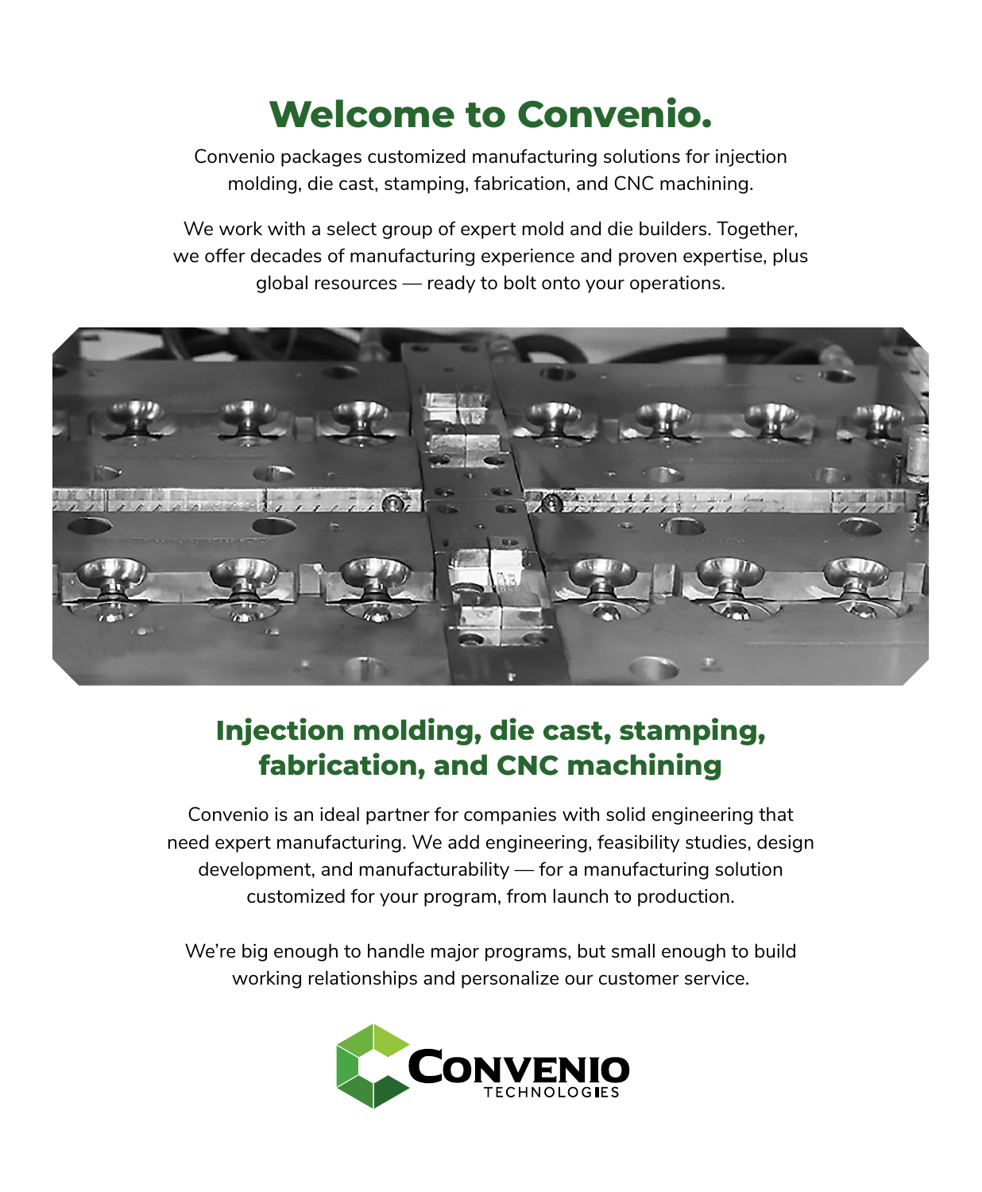# Welcome to Convenio.

Convenio packages customized manufacturing solutions for injection molding, die cast, stamping, fabrication, and CNC machining.

We work with a select group of expert mold and die builders. Together, we offer decades of manufacturing experience and proven expertise, plus global resources — ready to bolt onto your operations.

## Injection molding, die cast, stamping, fabrication, and CNC machining

Convenio is an ideal partner for companies with solid engineering that need expert manufacturing. We add engineering, feasibility studies, design development, and manufacturability — for a manufacturing solution customized for your program, from launch to production.

We're big enough to handle major programs, but small enough to build working relationships and personalize our customer service.

CONVENIO TECHNOLOGIES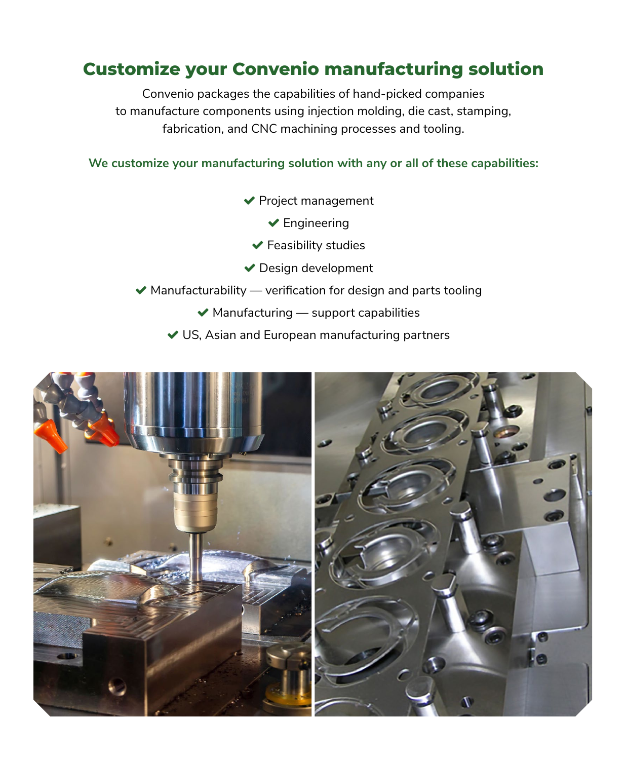## Customize your Convenio manufacturing solution

Convenio packages the capabilities of hand-picked companies to manufacture components using injection molding, die cast, stamping, fabrication, and CNC machining processes and tooling.

**We customize your manufacturing solution with any or all of these capabilities:**

- ✔ Project management
- ✔ Engineering
- ✔ Feasibility studies
- ✔ Design development
- ✔ Manufacturability — verification for design and parts tooling
- ✔ Manufacturing — support capabilities
- ✔ US, Asian and European manufacturing partners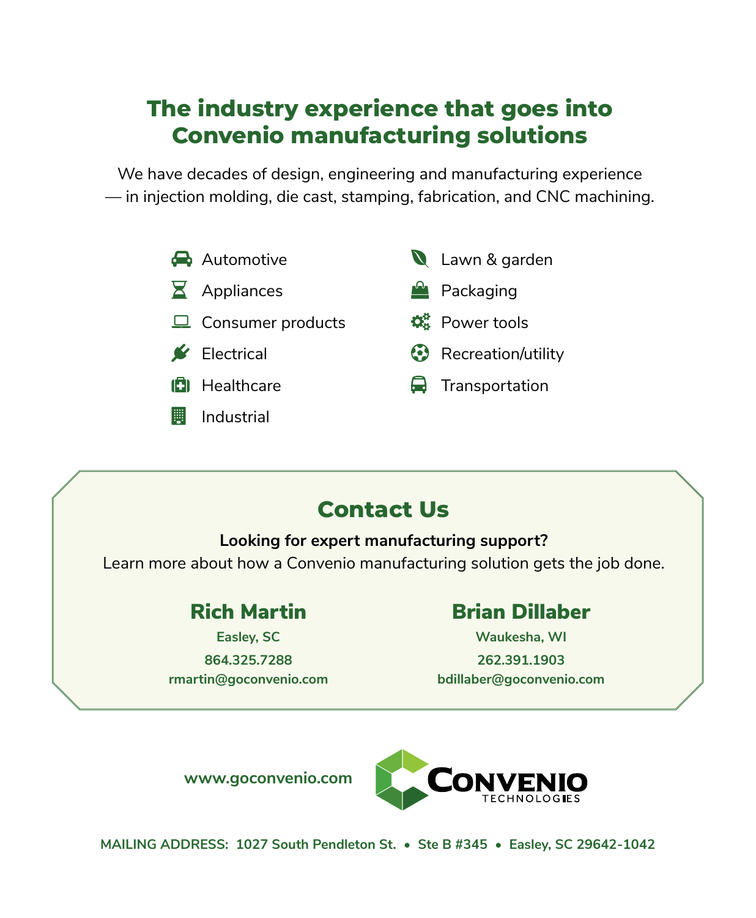# The industry experience that goes into Convenio manufacturing solutions

We have decades of design, engineering and manufacturing experience — in injection molding, die cast, stamping, fabrication, and CNC machining.

- Automotive
- Appliances
- Consumer products
- Electrical
- Healthcare
- Industrial
- Lawn & garden
- Packaging
- Power tools
- Recreation/utility
- Transportation

## Contact Us

**Looking for expert manufacturing support?**

Learn more about how a Convenio manufacturing solution gets the job done.

### Rich Martin

Easley, SC

864.325.7288

rmartin@goconvenio.com

### Brian Dillaber

Waukesha, WI

262.391.1903

bdillaber@goconvenio.com

www.goconvenio.com

CONVENIO TECHNOLOGIES

MAILING ADDRESS: 1027 South Pendleton St. • Ste B #345 • Easley, SC 29642-1042